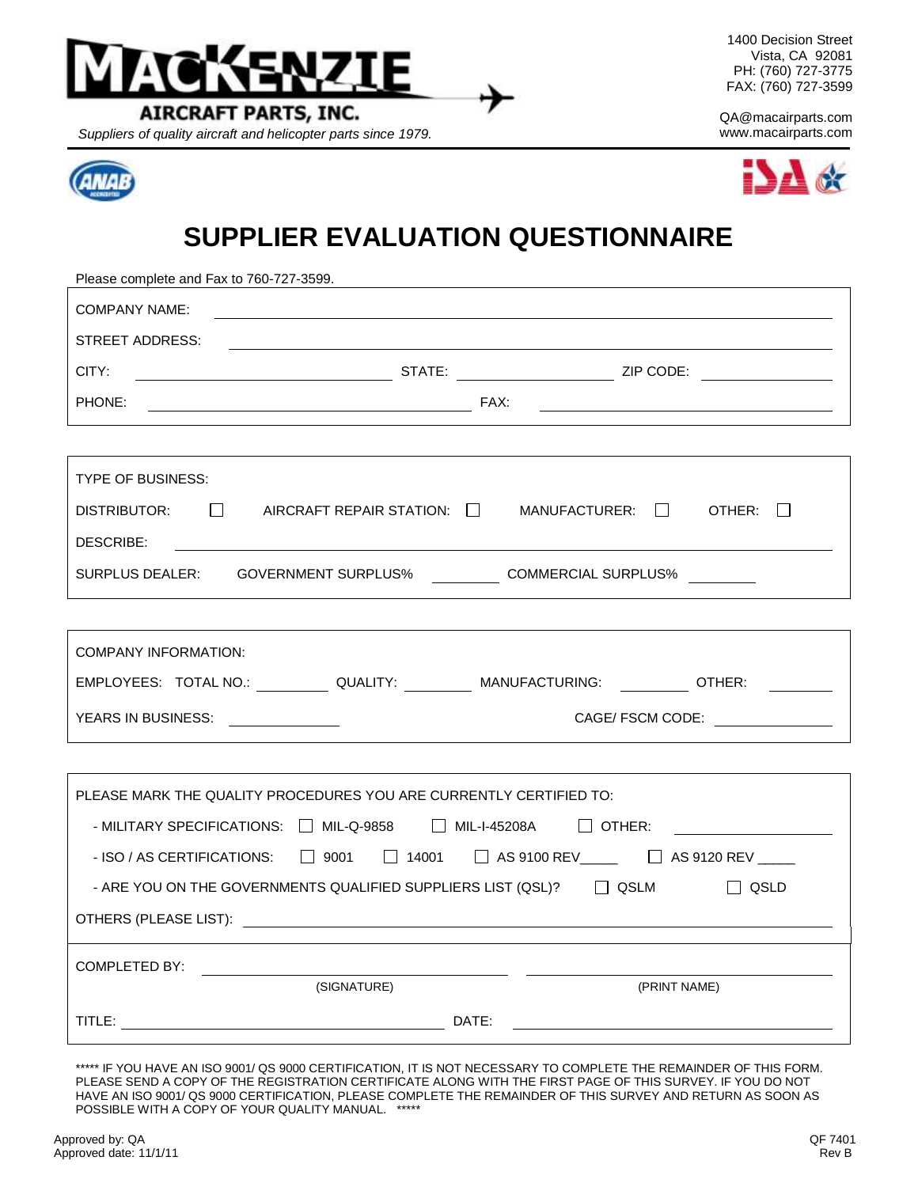MACKENZIE AIRCRAFT PARTS, INC.

*Suppliers of quality aircraft and helicopter parts since 1979.*

1400 Decision Street
Vista, CA 92081
PH: (760) 727-3775
FAX: (760) 727-3599

QA@macairparts.com
www.macairparts.com

# SUPPLIER EVALUATION QUESTIONNAIRE

Please complete and Fax to 760-727-3599.

COMPANY NAME: ______________________________

STREET ADDRESS: ______________________________

CITY: ______________ STATE: ______________ ZIP CODE: ______________

PHONE: ______________ FAX: ______________

---

TYPE OF BUSINESS:

DISTRIBUTOR: ☐ AIRCRAFT REPAIR STATION: ☐ MANUFACTURER: ☐ OTHER: ☐

DESCRIBE: ______________________________

SURPLUS DEALER: GOVERNMENT SURPLUS% ________ COMMERCIAL SURPLUS% ________

---

COMPANY INFORMATION:

EMPLOYEES: TOTAL NO.: ________ QUALITY: ________ MANUFACTURING: ________ OTHER: ________

YEARS IN BUSINESS: ______________ CAGE/ FSCM CODE: ______________

---

PLEASE MARK THE QUALITY PROCEDURES YOU ARE CURRENTLY CERTIFIED TO:

- MILITARY SPECIFICATIONS: ☐ MIL-Q-9858 ☐ MIL-I-45208A ☐ OTHER: ______________
- ISO / AS CERTIFICATIONS: ☐ 9001 ☐ 14001 ☐ AS 9100 REV_____ ☐ AS 9120 REV _____
- ARE YOU ON THE GOVERNMENTS QUALIFIED SUPPLIERS LIST (QSL)? ☐ QSLM ☐ QSLD

OTHERS (PLEASE LIST): ______________________________

---

COMPLETED BY: ______________________ ______________________
(SIGNATURE) (PRINT NAME)

TITLE: ______________________ DATE: ______________________

***** IF YOU HAVE AN ISO 9001/ QS 9000 CERTIFICATION, IT IS NOT NECESSARY TO COMPLETE THE REMAINDER OF THIS FORM. PLEASE SEND A COPY OF THE REGISTRATION CERTIFICATE ALONG WITH THE FIRST PAGE OF THIS SURVEY. IF YOU DO NOT HAVE AN ISO 9001/ QS 9000 CERTIFICATION, PLEASE COMPLETE THE REMAINDER OF THIS SURVEY AND RETURN AS SOON AS POSSIBLE WITH A COPY OF YOUR QUALITY MANUAL. *****

Approved by: QA
Approved date: 11/1/11

QF 7401
Rev B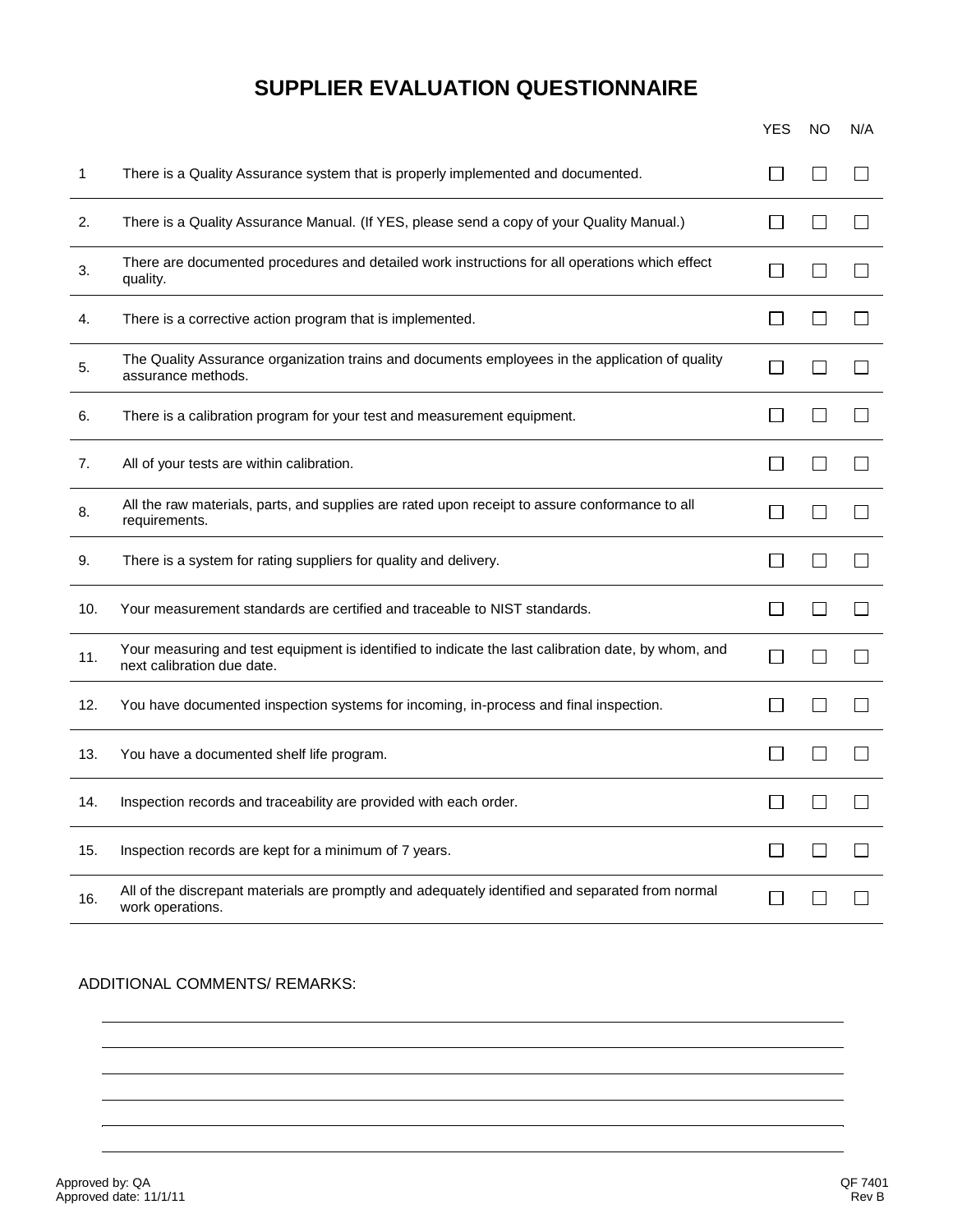# SUPPLIER EVALUATION QUESTIONNAIRE

| | | YES | NO | N/A |
|---|---|---|---|---|
| 1 | There is a Quality Assurance system that is properly implemented and documented. | ☐ | ☐ | ☐ |
| 2. | There is a Quality Assurance Manual. (If YES, please send a copy of your Quality Manual.) | ☐ | ☐ | ☐ |
| 3. | There are documented procedures and detailed work instructions for all operations which effect quality. | ☐ | ☐ | ☐ |
| 4. | There is a corrective action program that is implemented. | ☐ | ☐ | ☐ |
| 5. | The Quality Assurance organization trains and documents employees in the application of quality assurance methods. | ☐ | ☐ | ☐ |
| 6. | There is a calibration program for your test and measurement equipment. | ☐ | ☐ | ☐ |
| 7. | All of your tests are within calibration. | ☐ | ☐ | ☐ |
| 8. | All the raw materials, parts, and supplies are rated upon receipt to assure conformance to all requirements. | ☐ | ☐ | ☐ |
| 9. | There is a system for rating suppliers for quality and delivery. | ☐ | ☐ | ☐ |
| 10. | Your measurement standards are certified and traceable to NIST standards. | ☐ | ☐ | ☐ |
| 11. | Your measuring and test equipment is identified to indicate the last calibration date, by whom, and next calibration due date. | ☐ | ☐ | ☐ |
| 12. | You have documented inspection systems for incoming, in-process and final inspection. | ☐ | ☐ | ☐ |
| 13. | You have a documented shelf life program. | ☐ | ☐ | ☐ |
| 14. | Inspection records and traceability are provided with each order. | ☐ | ☐ | ☐ |
| 15. | Inspection records are kept for a minimum of 7 years. | ☐ | ☐ | ☐ |
| 16. | All of the discrepant materials are promptly and adequately identified and separated from normal work operations. | ☐ | ☐ | ☐ |

ADDITIONAL COMMENTS/ REMARKS:

\_\_\_\_\_\_\_\_\_\_\_\_\_\_\_\_\_\_\_\_\_\_\_\_\_\_\_\_\_\_\_\_\_\_\_\_\_\_\_\_

\_\_\_\_\_\_\_\_\_\_\_\_\_\_\_\_\_\_\_\_\_\_\_\_\_\_\_\_\_\_\_\_\_\_\_\_\_\_\_\_

\_\_\_\_\_\_\_\_\_\_\_\_\_\_\_\_\_\_\_\_\_\_\_\_\_\_\_\_\_\_\_\_\_\_\_\_\_\_\_\_

\_\_\_\_\_\_\_\_\_\_\_\_\_\_\_\_\_\_\_\_\_\_\_\_\_\_\_\_\_\_\_\_\_\_\_\_\_\_\_\_

\_\_\_\_\_\_\_\_\_\_\_\_\_\_\_\_\_\_\_\_\_\_\_\_\_\_\_\_\_\_\_\_\_\_\_\_\_\_\_\_

\_\_\_\_\_\_\_\_\_\_\_\_\_\_\_\_\_\_\_\_\_\_\_\_\_\_\_\_\_\_\_\_\_\_\_\_\_\_\_\_

Approved by: QA
Approved date: 11/1/11

QF 7401
Rev B